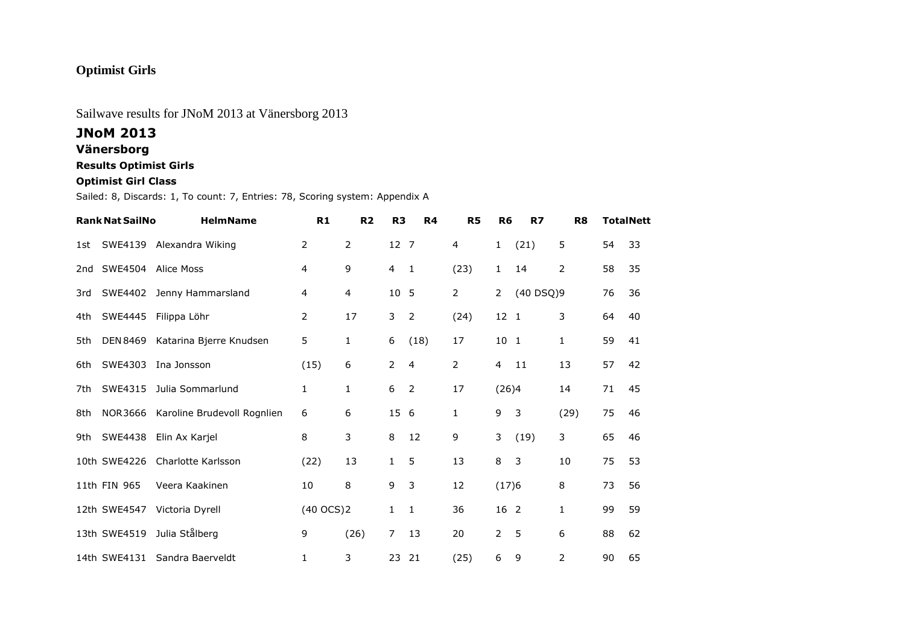# Optimist Girls

Sailwave results for JNoM 2013 at Vänersborg 2013

## JNoM 2013

### Vänersborg

#### Results Optimist Girls

#### Optimist Girl Class

Sailed: 8, Discards: 1, To count: 7, Entries: 78, Scoring system: Appendix A

| Rank | Nat | SailNo | HelmName | R1 | R2 | R3 | R4 | R5 | R6 | R7 | R8 | Total | Nett |
|---|---|---|---|---|---|---|---|---|---|---|---|---|---|
| 1st | SWE | 4139 | Alexandra Wiking | 2 | 2 | 12 | 7 | 4 | 1 | (21) | 5 | 54 | 33 |
| 2nd | SWE | 4504 | Alice Moss | 4 | 9 | 4 | 1 | (23) | 1 | 14 | 2 | 58 | 35 |
| 3rd | SWE | 4402 | Jenny Hammarsland | 4 | 4 | 10 | 5 | 2 | 2 | (40 DSQ) | 9 | 76 | 36 |
| 4th | SWE | 4445 | Filippa Löhr | 2 | 17 | 3 | 2 | (24) | 12 | 1 | 3 | 64 | 40 |
| 5th | DEN | 8469 | Katarina Bjerre Knudsen | 5 | 1 | 6 | (18) | 17 | 10 | 1 | 1 | 59 | 41 |
| 6th | SWE | 4303 | Ina Jonsson | (15) | 6 | 2 | 4 | 2 | 4 | 11 | 13 | 57 | 42 |
| 7th | SWE | 4315 | Julia Sommarlund | 1 | 1 | 6 | 2 | 17 | (26) | 4 | 14 | 71 | 45 |
| 8th | NOR | 3666 | Karoline Brudevoll Rognlien | 6 | 6 | 15 | 6 | 1 | 9 | 3 | (29) | 75 | 46 |
| 9th | SWE | 4438 | Elin Ax Karjel | 8 | 3 | 8 | 12 | 9 | 3 | (19) | 3 | 65 | 46 |
| 10th | SWE | 4226 | Charlotte Karlsson | (22) | 13 | 1 | 5 | 13 | 8 | 3 | 10 | 75 | 53 |
| 11th | FIN | 965 | Veera Kaakinen | 10 | 8 | 9 | 3 | 12 | (17) | 6 | 8 | 73 | 56 |
| 12th | SWE | 4547 | Victoria Dyrell | (40 OCS) | 2 | 1 | 1 | 36 | 16 | 2 | 1 | 99 | 59 |
| 13th | SWE | 4519 | Julia Stålberg | 9 | (26) | 7 | 13 | 20 | 2 | 5 | 6 | 88 | 62 |
| 14th | SWE | 4131 | Sandra Baerveldt | 1 | 3 | 23 | 21 | (25) | 6 | 9 | 2 | 90 | 65 |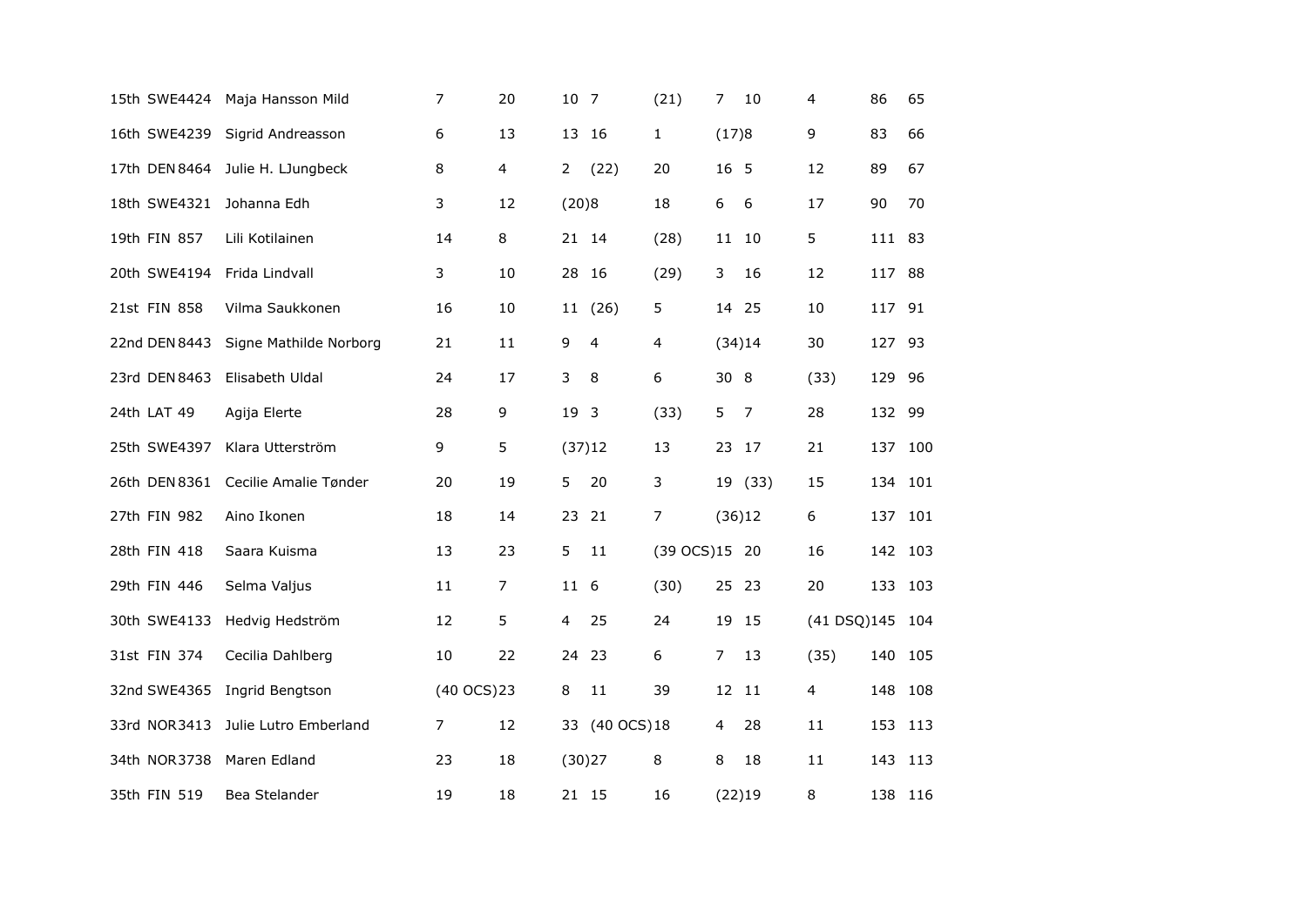| | | | | | | | | | | | | |
|---|---|---|---|---|---|---|---|---|---|---|---|---|
| 15th | SWE4424 | Maja Hansson Mild | 7 | 20 | 10 | 7 | (21) | 7 | 10 | 4 | 86 | 65 |
| 16th | SWE4239 | Sigrid Andreasson | 6 | 13 | 13 | 16 | 1 | (17) | 8 | 9 | 83 | 66 |
| 17th | DEN 8464 | Julie H. LJungbeck | 8 | 4 | 2 | (22) | 20 | 16 | 5 | 12 | 89 | 67 |
| 18th | SWE4321 | Johanna Edh | 3 | 12 | (20) | 8 | 18 | 6 | 6 | 17 | 90 | 70 |
| 19th | FIN 857 | Lili Kotilainen | 14 | 8 | 21 | 14 | (28) | 11 | 10 | 5 | 111 | 83 |
| 20th | SWE4194 | Frida Lindvall | 3 | 10 | 28 | 16 | (29) | 3 | 16 | 12 | 117 | 88 |
| 21st | FIN 858 | Vilma Saukkonen | 16 | 10 | 11 | (26) | 5 | 14 | 25 | 10 | 117 | 91 |
| 22nd | DEN 8443 | Signe Mathilde Norborg | 21 | 11 | 9 | 4 | 4 | (34) | 14 | 30 | 127 | 93 |
| 23rd | DEN 8463 | Elisabeth Uldal | 24 | 17 | 3 | 8 | 6 | 30 | 8 | (33) | 129 | 96 |
| 24th | LAT 49 | Agija Elerte | 28 | 9 | 19 | 3 | (33) | 5 | 7 | 28 | 132 | 99 |
| 25th | SWE4397 | Klara Utterström | 9 | 5 | (37) | 12 | 13 | 23 | 17 | 21 | 137 | 100 |
| 26th | DEN 8361 | Cecilie Amalie Tønder | 20 | 19 | 5 | 20 | 3 | 19 | (33) | 15 | 134 | 101 |
| 27th | FIN 982 | Aino Ikonen | 18 | 14 | 23 | 21 | 7 | (36) | 12 | 6 | 137 | 101 |
| 28th | FIN 418 | Saara Kuisma | 13 | 23 | 5 | 11 | (39 OCS) | 15 | 20 | 16 | 142 | 103 |
| 29th | FIN 446 | Selma Valjus | 11 | 7 | 11 | 6 | (30) | 25 | 23 | 20 | 133 | 103 |
| 30th | SWE4133 | Hedvig Hedström | 12 | 5 | 4 | 25 | 24 | 19 | 15 | (41 DSQ) | 145 | 104 |
| 31st | FIN 374 | Cecilia Dahlberg | 10 | 22 | 24 | 23 | 6 | 7 | 13 | (35) | 140 | 105 |
| 32nd | SWE4365 | Ingrid Bengtson | (40 OCS) | 23 | 8 | 11 | 39 | 12 | 11 | 4 | 148 | 108 |
| 33rd | NOR3413 | Julie Lutro Emberland | 7 | 12 | 33 | (40 OCS) | 18 | 4 | 28 | 11 | 153 | 113 |
| 34th | NOR3738 | Maren Edland | 23 | 18 | (30) | 27 | 8 | 8 | 18 | 11 | 143 | 113 |
| 35th | FIN 519 | Bea Stelander | 19 | 18 | 21 | 15 | 16 | (22) | 19 | 8 | 138 | 116 |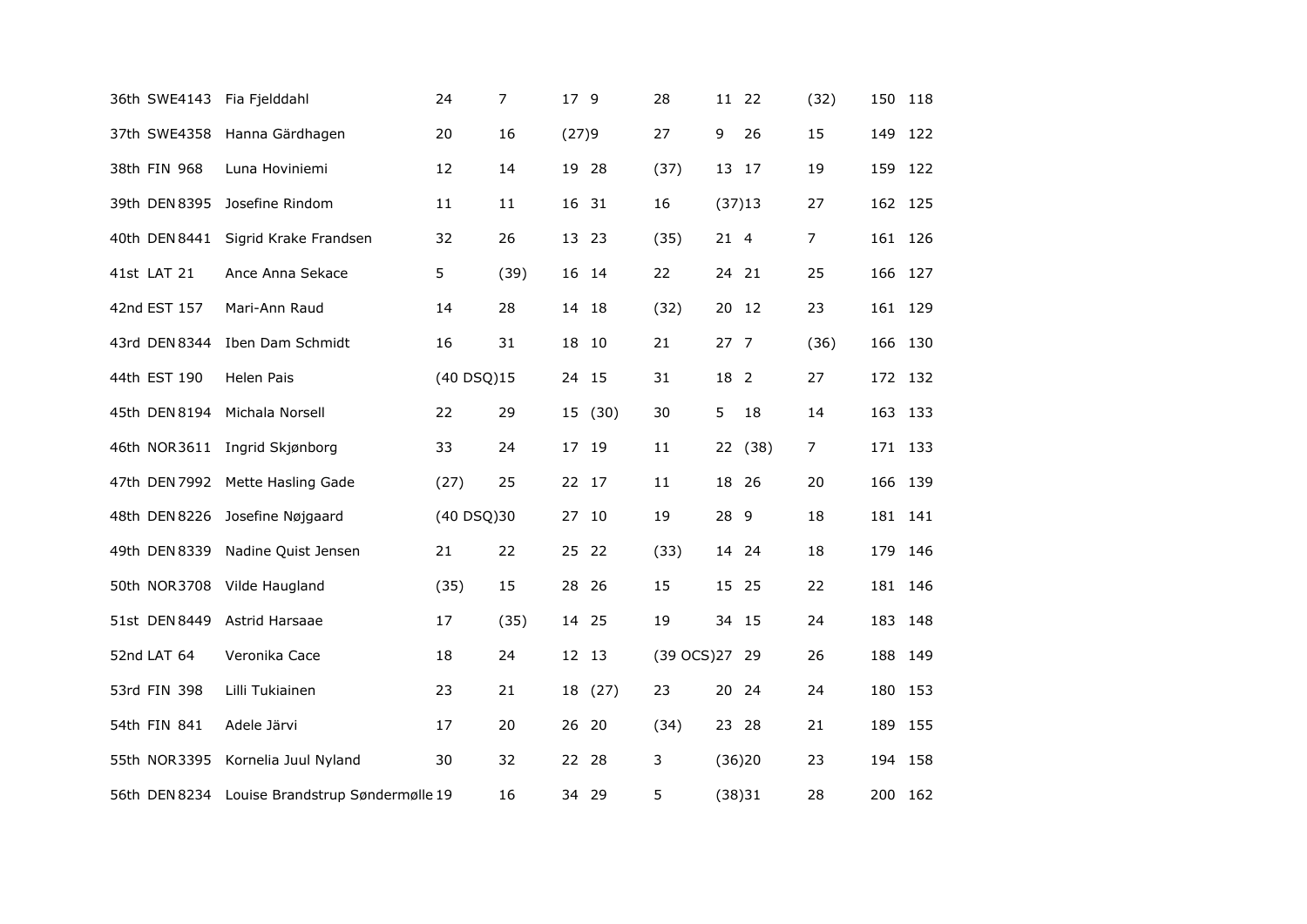| | | | | | | | | | | | | |
|---|---|---|---|---|---|---|---|---|---|---|---|---|
| 36th | SWE4143 | Fia Fjelddahl | 24 | 7 | 17 | 9 | 28 | 11 | 22 | (32) | 150 | 118 |
| 37th | SWE4358 | Hanna Gärdhagen | 20 | 16 | (27) | 9 | 27 | 9 | 26 | 15 | 149 | 122 |
| 38th | FIN 968 | Luna Hoviniemi | 12 | 14 | 19 | 28 | (37) | 13 | 17 | 19 | 159 | 122 |
| 39th | DEN8395 | Josefine Rindom | 11 | 11 | 16 | 31 | 16 | (37) | 13 | 27 | 162 | 125 |
| 40th | DEN8441 | Sigrid Krake Frandsen | 32 | 26 | 13 | 23 | (35) | 21 | 4 | 7 | 161 | 126 |
| 41st | LAT 21 | Ance Anna Sekace | 5 | (39) | 16 | 14 | 22 | 24 | 21 | 25 | 166 | 127 |
| 42nd | EST 157 | Mari-Ann Raud | 14 | 28 | 14 | 18 | (32) | 20 | 12 | 23 | 161 | 129 |
| 43rd | DEN8344 | Iben Dam Schmidt | 16 | 31 | 18 | 10 | 21 | 27 | 7 | (36) | 166 | 130 |
| 44th | EST 190 | Helen Pais | (40 DSQ) | 15 | 24 | 15 | 31 | 18 | 2 | 27 | 172 | 132 |
| 45th | DEN8194 | Michala Norsell | 22 | 29 | 15 | (30) | 30 | 5 | 18 | 14 | 163 | 133 |
| 46th | NOR3611 | Ingrid Skjønborg | 33 | 24 | 17 | 19 | 11 | 22 | (38) | 7 | 171 | 133 |
| 47th | DEN7992 | Mette Hasling Gade | (27) | 25 | 22 | 17 | 11 | 18 | 26 | 20 | 166 | 139 |
| 48th | DEN8226 | Josefine Nøjgaard | (40 DSQ) | 30 | 27 | 10 | 19 | 28 | 9 | 18 | 181 | 141 |
| 49th | DEN8339 | Nadine Quist Jensen | 21 | 22 | 25 | 22 | (33) | 14 | 24 | 18 | 179 | 146 |
| 50th | NOR3708 | Vilde Haugland | (35) | 15 | 28 | 26 | 15 | 15 | 25 | 22 | 181 | 146 |
| 51st | DEN8449 | Astrid Harsaae | 17 | (35) | 14 | 25 | 19 | 34 | 15 | 24 | 183 | 148 |
| 52nd | LAT 64 | Veronika Cace | 18 | 24 | 12 | 13 | (39 OCS) | 27 | 29 | 26 | 188 | 149 |
| 53rd | FIN 398 | Lilli Tukiainen | 23 | 21 | 18 | (27) | 23 | 20 | 24 | 24 | 180 | 153 |
| 54th | FIN 841 | Adele Järvi | 17 | 20 | 26 | 20 | (34) | 23 | 28 | 21 | 189 | 155 |
| 55th | NOR3395 | Kornelia Juul Nyland | 30 | 32 | 22 | 28 | 3 | (36) | 20 | 23 | 194 | 158 |
| 56th | DEN8234 | Louise Brandstrup Søndermølle | 19 | 16 | 34 | 29 | 5 | (38) | 31 | 28 | 200 | 162 |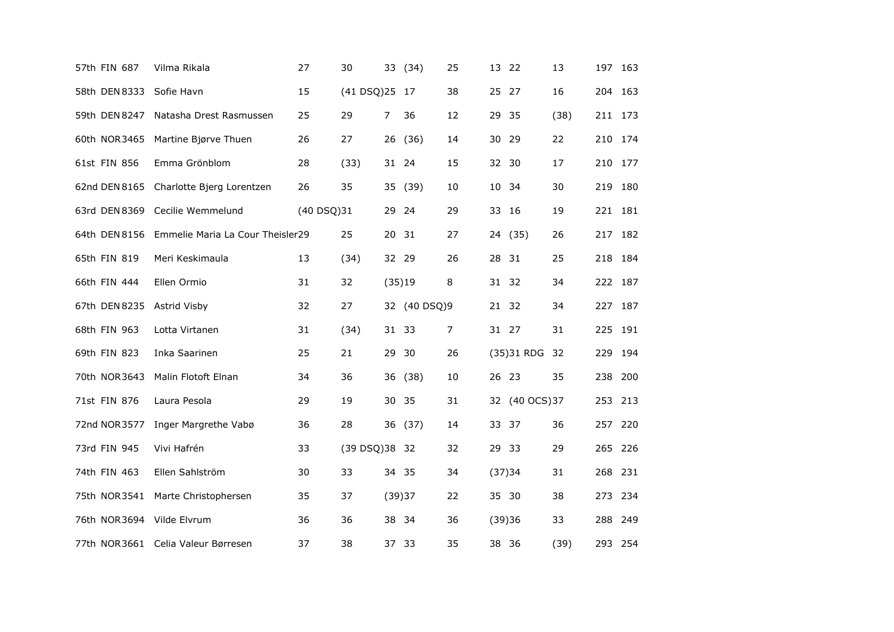| | | | | | | | | | | | | |
|---|---|---|---|---|---|---|---|---|---|---|---|---|
| 57th | FIN 687 | Vilma Rikala | 27 | 30 | 33 | (34) | 25 | 13 | 22 | 13 | 197 | 163 |
| 58th | DEN 8333 | Sofie Havn | 15 | (41 DSQ) | 25 | 17 | 38 | 25 | 27 | 16 | 204 | 163 |
| 59th | DEN 8247 | Natasha Drest Rasmussen | 25 | 29 | 7 | 36 | 12 | 29 | 35 | (38) | 211 | 173 |
| 60th | NOR 3465 | Martine Bjørve Thuen | 26 | 27 | 26 | (36) | 14 | 30 | 29 | 22 | 210 | 174 |
| 61st | FIN 856 | Emma Grönblom | 28 | (33) | 31 | 24 | 15 | 32 | 30 | 17 | 210 | 177 |
| 62nd | DEN 8165 | Charlotte Bjerg Lorentzen | 26 | 35 | 35 | (39) | 10 | 10 | 34 | 30 | 219 | 180 |
| 63rd | DEN 8369 | Cecilie Wemmelund | (40 DSQ) | 31 | 29 | 24 | 29 | 33 | 16 | 19 | 221 | 181 |
| 64th | DEN 8156 | Emmelie Maria La Cour Theisler | 29 | 25 | 20 | 31 | 27 | 24 | (35) | 26 | 217 | 182 |
| 65th | FIN 819 | Meri Keskimaula | 13 | (34) | 32 | 29 | 26 | 28 | 31 | 25 | 218 | 184 |
| 66th | FIN 444 | Ellen Ormio | 31 | 32 | (35) | 19 | 8 | 31 | 32 | 34 | 222 | 187 |
| 67th | DEN 8235 | Astrid Visby | 32 | 27 | 32 | (40 DSQ) | 9 | 21 | 32 | 34 | 227 | 187 |
| 68th | FIN 963 | Lotta Virtanen | 31 | (34) | 31 | 33 | 7 | 31 | 27 | 31 | 225 | 191 |
| 69th | FIN 823 | Inka Saarinen | 25 | 21 | 29 | 30 | 26 | (35) | 31 RDG | 32 | 229 | 194 |
| 70th | NOR 3643 | Malin Flotoft Elnan | 34 | 36 | 36 | (38) | 10 | 26 | 23 | 35 | 238 | 200 |
| 71st | FIN 876 | Laura Pesola | 29 | 19 | 30 | 35 | 31 | 32 | (40 OCS) | 37 | 253 | 213 |
| 72nd | NOR 3577 | Inger Margrethe Vabø | 36 | 28 | 36 | (37) | 14 | 33 | 37 | 36 | 257 | 220 |
| 73rd | FIN 945 | Vivi Hafrén | 33 | (39 DSQ) | 38 | 32 | 32 | 29 | 33 | 29 | 265 | 226 |
| 74th | FIN 463 | Ellen Sahlström | 30 | 33 | 34 | 35 | 34 | (37) | 34 | 31 | 268 | 231 |
| 75th | NOR 3541 | Marte Christophersen | 35 | 37 | (39) | 37 | 22 | 35 | 30 | 38 | 273 | 234 |
| 76th | NOR 3694 | Vilde Elvrum | 36 | 36 | 38 | 34 | 36 | (39) | 36 | 33 | 288 | 249 |
| 77th | NOR 3661 | Celia Valeur Børresen | 37 | 38 | 37 | 33 | 35 | 38 | 36 | (39) | 293 | 254 |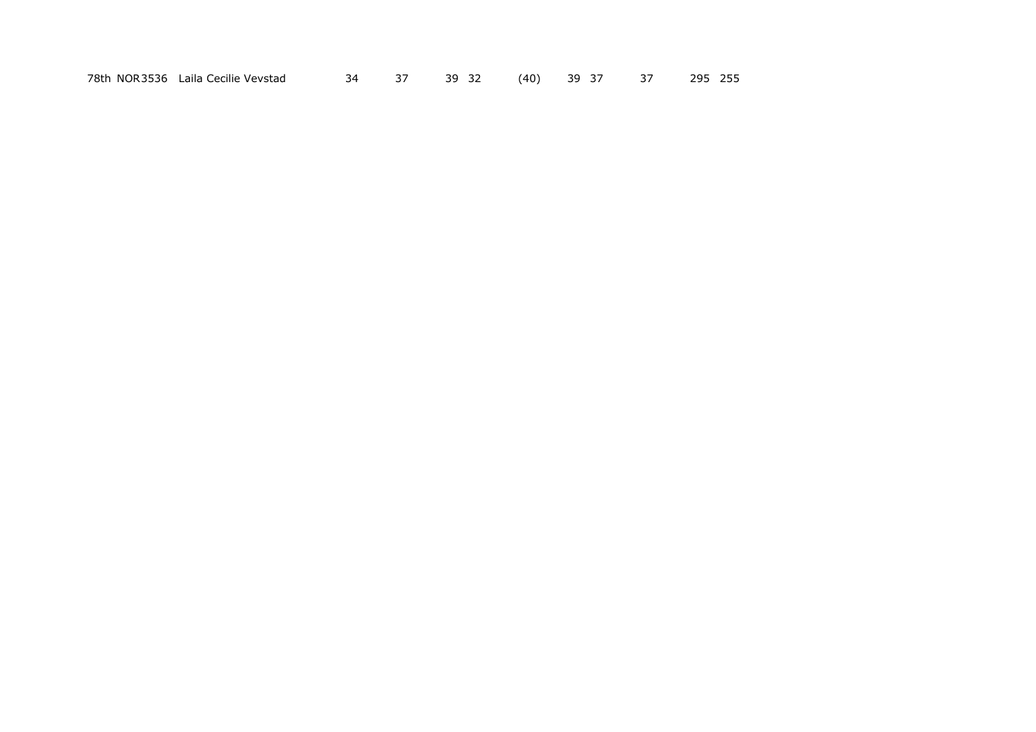| | | | | | | | | | | | | |
|---|---|---|---|---|---|---|---|---|---|---|---|---|
| 78th | NOR3536 | Laila Cecilie Vevstad | 34 | 37 | 39 | 32 | (40) | 39 | 37 | 37 | 295 | 255 |